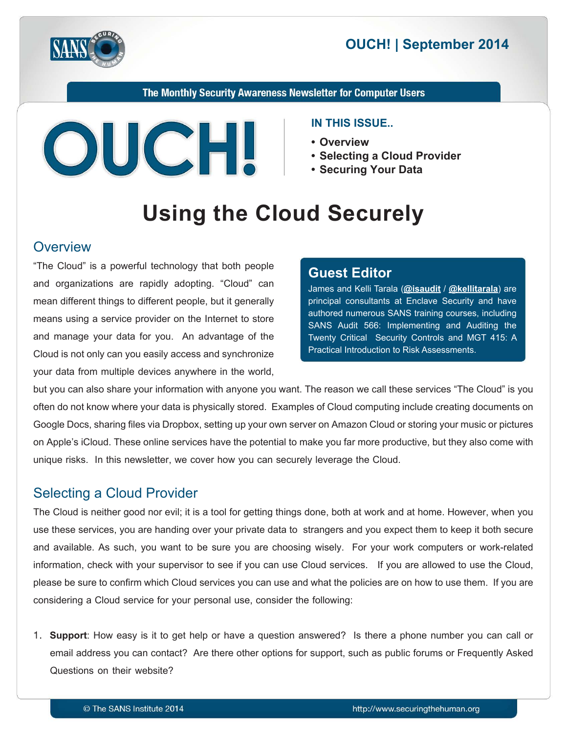# OUCH! | September 2014

The Monthly Security Awareness Newsletter for Computer Users

**IN THIS ISSUE..**

- **Overview**
- **Selecting a Cloud Provider**
- **Securing Your Data**

# Using the Cloud Securely

## Overview

"The Cloud" is a powerful technology that both people and organizations are rapidly adopting. "Cloud" can mean different things to different people, but it generally means using a service provider on the Internet to store and manage your data for you. An advantage of the Cloud is not only can you easily access and synchronize your data from multiple devices anywhere in the world, but you can also share your information with anyone you want. The reason we call these services "The Cloud" is you often do not know where your data is physically stored. Examples of Cloud computing include creating documents on Google Docs, sharing files via Dropbox, setting up your own server on Amazon Cloud or storing your music or pictures on Apple's iCloud. These online services have the potential to make you far more productive, but they also come with unique risks. In this newsletter, we cover how you can securely leverage the Cloud.

### Guest Editor

James and Kelli Tarala (**@isaudit** / **@kellitarala**) are principal consultants at Enclave Security and have authored numerous SANS training courses, including SANS Audit 566: Implementing and Auditing the Twenty Critical Security Controls and MGT 415: A Practical Introduction to Risk Assessments.

## Selecting a Cloud Provider

The Cloud is neither good nor evil; it is a tool for getting things done, both at work and at home. However, when you use these services, you are handing over your private data to strangers and you expect them to keep it both secure and available. As such, you want to be sure you are choosing wisely. For your work computers or work-related information, check with your supervisor to see if you can use Cloud services. If you are allowed to use the Cloud, please be sure to confirm which Cloud services you can use and what the policies are on how to use them. If you are considering a Cloud service for your personal use, consider the following:

1. **Support**: How easy is it to get help or have a question answered? Is there a phone number you can call or email address you can contact? Are there other options for support, such as public forums or Frequently Asked Questions on their website?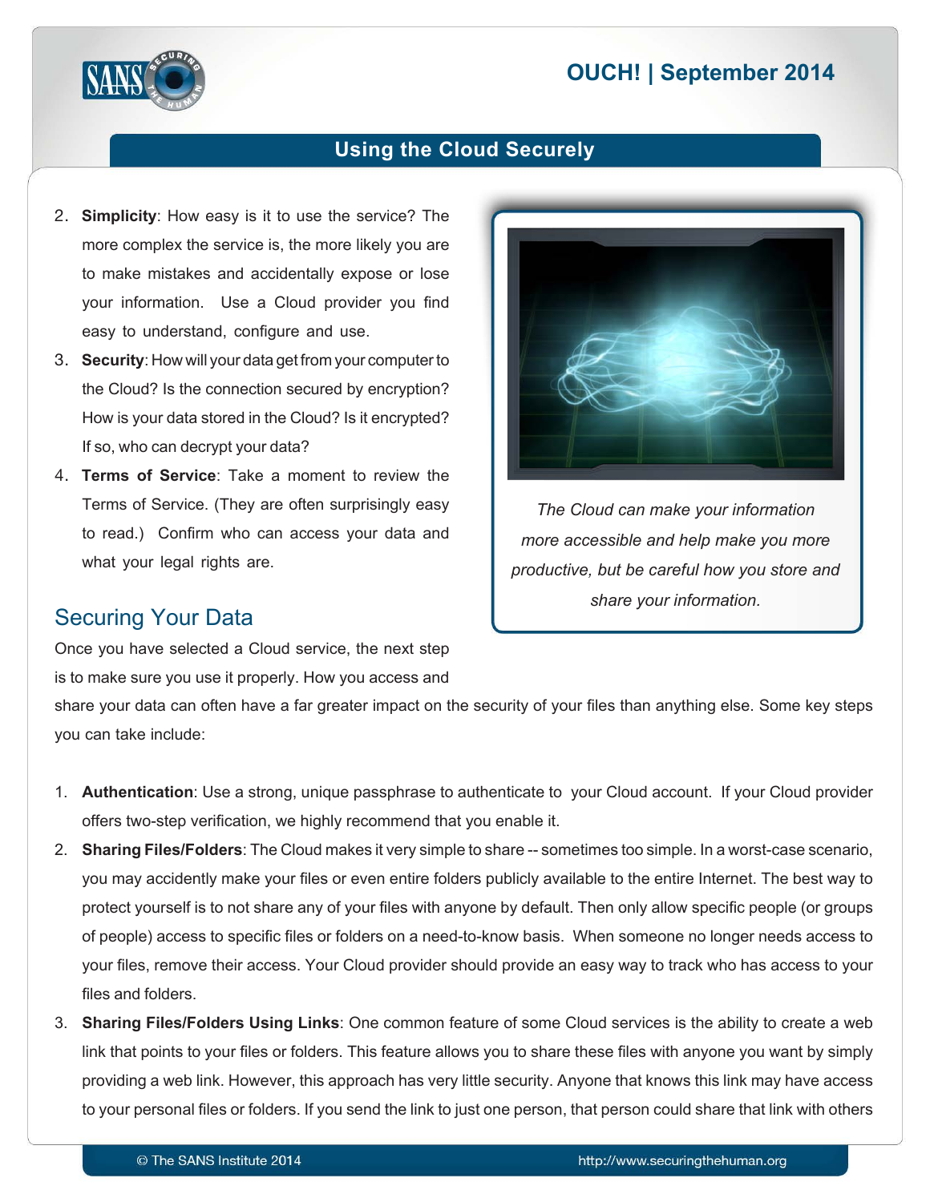2. **Simplicity**: How easy is it to use the service? The more complex the service is, the more likely you are to make mistakes and accidentally expose or lose your information. Use a Cloud provider you find easy to understand, configure and use.
3. **Security**: How will your data get from your computer to the Cloud? Is the connection secured by encryption? How is your data stored in the Cloud? Is it encrypted? If so, who can decrypt your data?
4. **Terms of Service**: Take a moment to review the Terms of Service. (They are often surprisingly easy to read.) Confirm who can access your data and what your legal rights are.

*The Cloud can make your information more accessible and help make you more productive, but be careful how you store and share your information.*

## Securing Your Data

Once you have selected a Cloud service, the next step is to make sure you use it properly. How you access and share your data can often have a far greater impact on the security of your files than anything else. Some key steps you can take include:

1. **Authentication**: Use a strong, unique passphrase to authenticate to your Cloud account. If your Cloud provider offers two-step verification, we highly recommend that you enable it.
2. **Sharing Files/Folders**: The Cloud makes it very simple to share -- sometimes too simple. In a worst-case scenario, you may accidently make your files or even entire folders publicly available to the entire Internet. The best way to protect yourself is to not share any of your files with anyone by default. Then only allow specific people (or groups of people) access to specific files or folders on a need-to-know basis. When someone no longer needs access to your files, remove their access. Your Cloud provider should provide an easy way to track who has access to your files and folders.
3. **Sharing Files/Folders Using Links**: One common feature of some Cloud services is the ability to create a web link that points to your files or folders. This feature allows you to share these files with anyone you want by simply providing a web link. However, this approach has very little security. Anyone that knows this link may have access to your personal files or folders. If you send the link to just one person, that person could share that link with others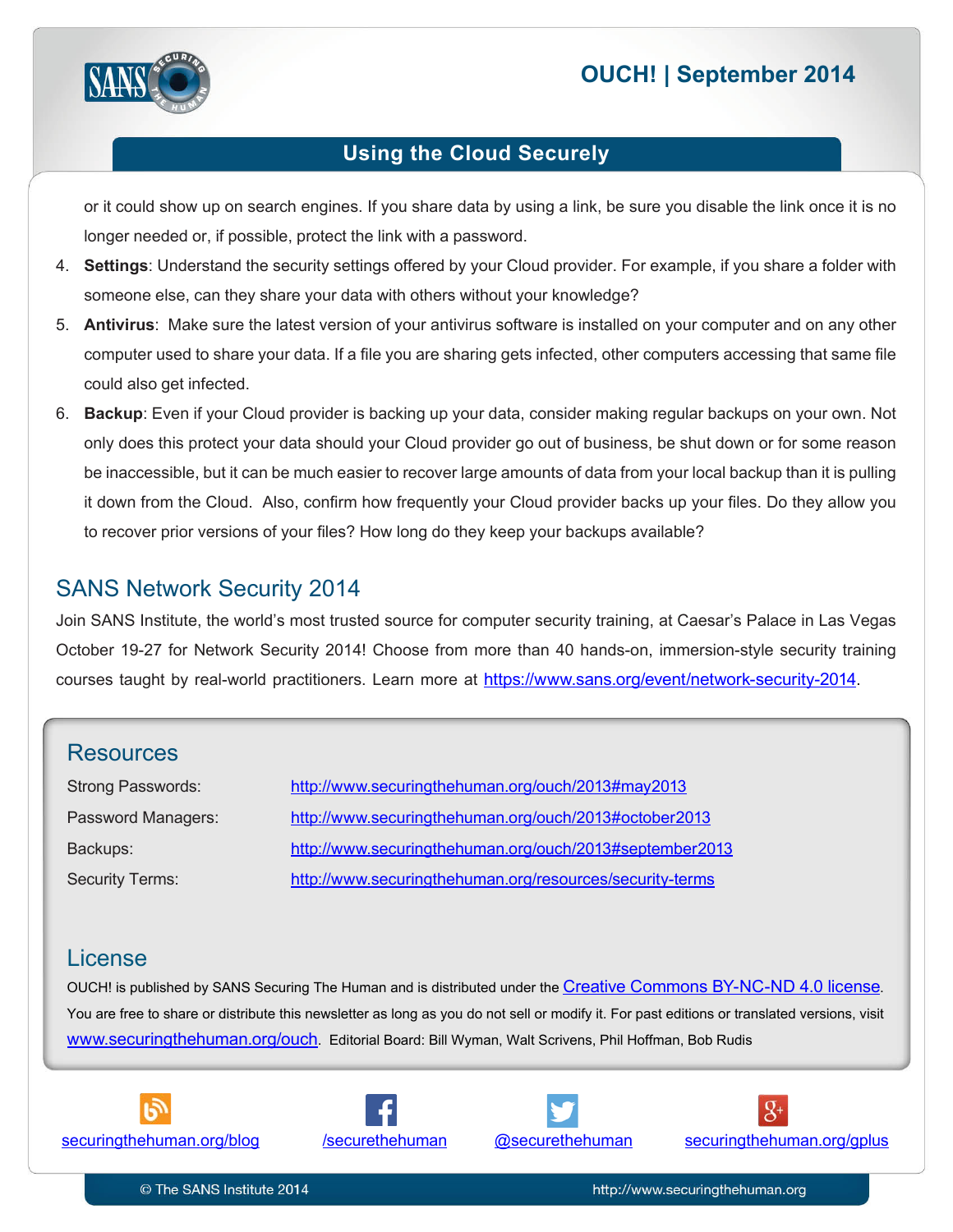or it could show up on search engines. If you share data by using a link, be sure you disable the link once it is no longer needed or, if possible, protect the link with a password.

4. **Settings**: Understand the security settings offered by your Cloud provider. For example, if you share a folder with someone else, can they share your data with others without your knowledge?
5. **Antivirus**: Make sure the latest version of your antivirus software is installed on your computer and on any other computer used to share your data. If a file you are sharing gets infected, other computers accessing that same file could also get infected.
6. **Backup**: Even if your Cloud provider is backing up your data, consider making regular backups on your own. Not only does this protect your data should your Cloud provider go out of business, be shut down or for some reason be inaccessible, but it can be much easier to recover large amounts of data from your local backup than it is pulling it down from the Cloud. Also, confirm how frequently your Cloud provider backs up your files. Do they allow you to recover prior versions of your files? How long do they keep your backups available?

## SANS Network Security 2014

Join SANS Institute, the world's most trusted source for computer security training, at Caesar's Palace in Las Vegas October 19-27 for Network Security 2014! Choose from more than 40 hands-on, immersion-style security training courses taught by real-world practitioners. Learn more at https://www.sans.org/event/network-security-2014.

## Resources

| | |
|---|---|
| Strong Passwords: | http://www.securingthehuman.org/ouch/2013#may2013 |
| Password Managers: | http://www.securingthehuman.org/ouch/2013#october2013 |
| Backups: | http://www.securingthehuman.org/ouch/2013#september2013 |
| Security Terms: | http://www.securingthehuman.org/resources/security-terms |

## License

OUCH! is published by SANS Securing The Human and is distributed under the Creative Commons BY-NC-ND 4.0 license. You are free to share or distribute this newsletter as long as you do not sell or modify it. For past editions or translated versions, visit www.securingthehuman.org/ouch. Editorial Board: Bill Wyman, Walt Scrivens, Phil Hoffman, Bob Rudis

securingthehuman.org/blog     /securethehuman     @securethehuman     securingthehuman.org/gplus